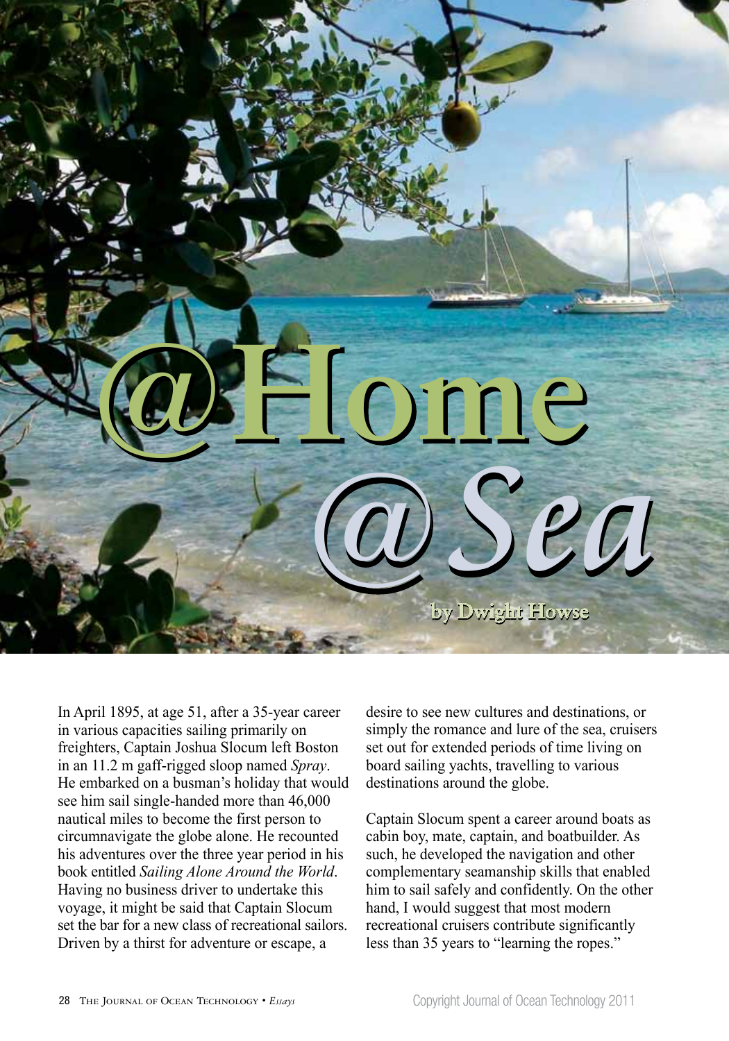# @Home @Sea

by Dwight Howse

In April 1895, at age 51, after a 35-year career in various capacities sailing primarily on freighters, Captain Joshua Slocum left Boston in an 11.2 m gaff-rigged sloop named *Spray*. He embarked on a busman's holiday that would see him sail single-handed more than 46,000 nautical miles to become the first person to circumnavigate the globe alone. He recounted his adventures over the three year period in his book entitled *Sailing Alone Around the World*. Having no business driver to undertake this voyage, it might be said that Captain Slocum set the bar for a new class of recreational sailors. Driven by a thirst for adventure or escape, a desire to see new cultures and destinations, or simply the romance and lure of the sea, cruisers set out for extended periods of time living on board sailing yachts, travelling to various destinations around the globe.

Captain Slocum spent a career around boats as cabin boy, mate, captain, and boatbuilder. As such, he developed the navigation and other complementary seamanship skills that enabled him to sail safely and confidently. On the other hand, I would suggest that most modern recreational cruisers contribute significantly less than 35 years to "learning the ropes."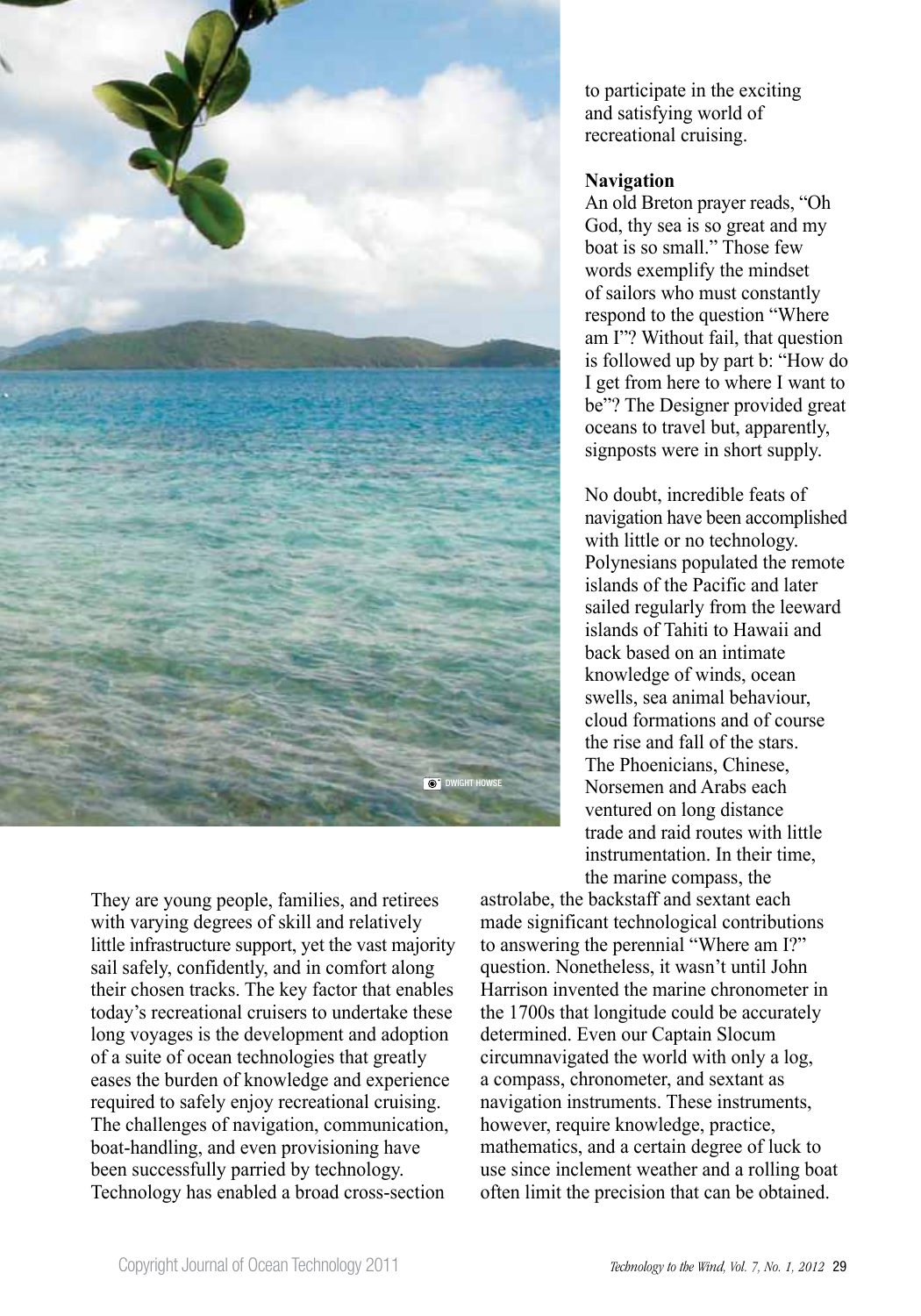They are young people, families, and retirees with varying degrees of skill and relatively little infrastructure support, yet the vast majority sail safely, confidently, and in comfort along their chosen tracks. The key factor that enables today's recreational cruisers to undertake these long voyages is the development and adoption of a suite of ocean technologies that greatly eases the burden of knowledge and experience required to safely enjoy recreational cruising. The challenges of navigation, communication, boat-handling, and even provisioning have been successfully parried by technology. Technology has enabled a broad cross-section to participate in the exciting and satisfying world of recreational cruising.

### Navigation

An old Breton prayer reads, "Oh God, thy sea is so great and my boat is so small." Those few words exemplify the mindset of sailors who must constantly respond to the question "Where am I"? Without fail, that question is followed up by part b: "How do I get from here to where I want to be"? The Designer provided great oceans to travel but, apparently, signposts were in short supply.

No doubt, incredible feats of navigation have been accomplished with little or no technology. Polynesians populated the remote islands of the Pacific and later sailed regularly from the leeward islands of Tahiti to Hawaii and back based on an intimate knowledge of winds, ocean swells, sea animal behaviour, cloud formations and of course the rise and fall of the stars. The Phoenicians, Chinese, Norsemen and Arabs each ventured on long distance trade and raid routes with little instrumentation. In their time, the marine compass, the astrolabe, the backstaff and sextant each made significant technological contributions to answering the perennial "Where am I?" question. Nonetheless, it wasn't until John Harrison invented the marine chronometer in the 1700s that longitude could be accurately determined. Even our Captain Slocum circumnavigated the world with only a log, a compass, chronometer, and sextant as navigation instruments. These instruments, however, require knowledge, practice, mathematics, and a certain degree of luck to use since inclement weather and a rolling boat often limit the precision that can be obtained.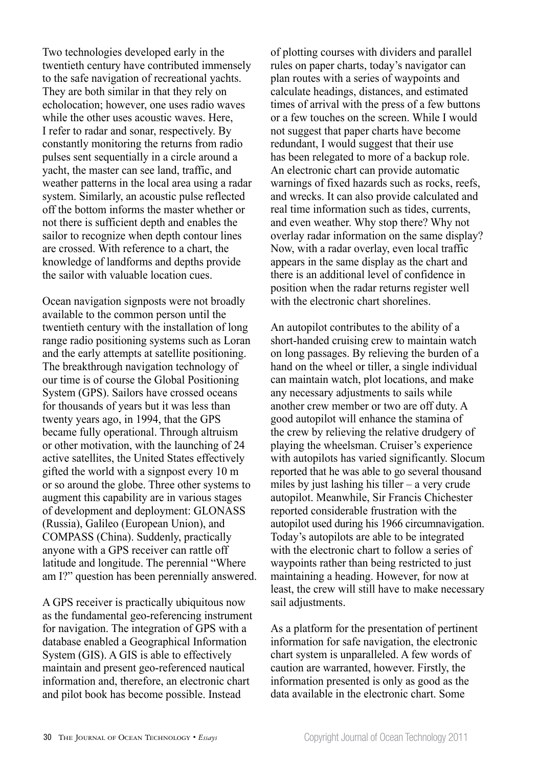Two technologies developed early in the twentieth century have contributed immensely to the safe navigation of recreational yachts. They are both similar in that they rely on echolocation; however, one uses radio waves while the other uses acoustic waves. Here, I refer to radar and sonar, respectively. By constantly monitoring the returns from radio pulses sent sequentially in a circle around a yacht, the master can see land, traffic, and weather patterns in the local area using a radar system. Similarly, an acoustic pulse reflected off the bottom informs the master whether or not there is sufficient depth and enables the sailor to recognize when depth contour lines are crossed. With reference to a chart, the knowledge of landforms and depths provide the sailor with valuable location cues.

Ocean navigation signposts were not broadly available to the common person until the twentieth century with the installation of long range radio positioning systems such as Loran and the early attempts at satellite positioning. The breakthrough navigation technology of our time is of course the Global Positioning System (GPS). Sailors have crossed oceans for thousands of years but it was less than twenty years ago, in 1994, that the GPS became fully operational. Through altruism or other motivation, with the launching of 24 active satellites, the United States effectively gifted the world with a signpost every 10 m or so around the globe. Three other systems to augment this capability are in various stages of development and deployment: GLONASS (Russia), Galileo (European Union), and COMPASS (China). Suddenly, practically anyone with a GPS receiver can rattle off latitude and longitude. The perennial "Where am I?" question has been perennially answered.

A GPS receiver is practically ubiquitous now as the fundamental geo-referencing instrument for navigation. The integration of GPS with a database enabled a Geographical Information System (GIS). A GIS is able to effectively maintain and present geo-referenced nautical information and, therefore, an electronic chart and pilot book has become possible. Instead of plotting courses with dividers and parallel rules on paper charts, today's navigator can plan routes with a series of waypoints and calculate headings, distances, and estimated times of arrival with the press of a few buttons or a few touches on the screen. While I would not suggest that paper charts have become redundant, I would suggest that their use has been relegated to more of a backup role. An electronic chart can provide automatic warnings of fixed hazards such as rocks, reefs, and wrecks. It can also provide calculated and real time information such as tides, currents, and even weather. Why stop there? Why not overlay radar information on the same display? Now, with a radar overlay, even local traffic appears in the same display as the chart and there is an additional level of confidence in position when the radar returns register well with the electronic chart shorelines.

An autopilot contributes to the ability of a short-handed cruising crew to maintain watch on long passages. By relieving the burden of a hand on the wheel or tiller, a single individual can maintain watch, plot locations, and make any necessary adjustments to sails while another crew member or two are off duty. A good autopilot will enhance the stamina of the crew by relieving the relative drudgery of playing the wheelsman. Cruiser's experience with autopilots has varied significantly. Slocum reported that he was able to go several thousand miles by just lashing his tiller – a very crude autopilot. Meanwhile, Sir Francis Chichester reported considerable frustration with the autopilot used during his 1966 circumnavigation. Today's autopilots are able to be integrated with the electronic chart to follow a series of waypoints rather than being restricted to just maintaining a heading. However, for now at least, the crew will still have to make necessary sail adjustments.

As a platform for the presentation of pertinent information for safe navigation, the electronic chart system is unparalleled. A few words of caution are warranted, however. Firstly, the information presented is only as good as the data available in the electronic chart. Some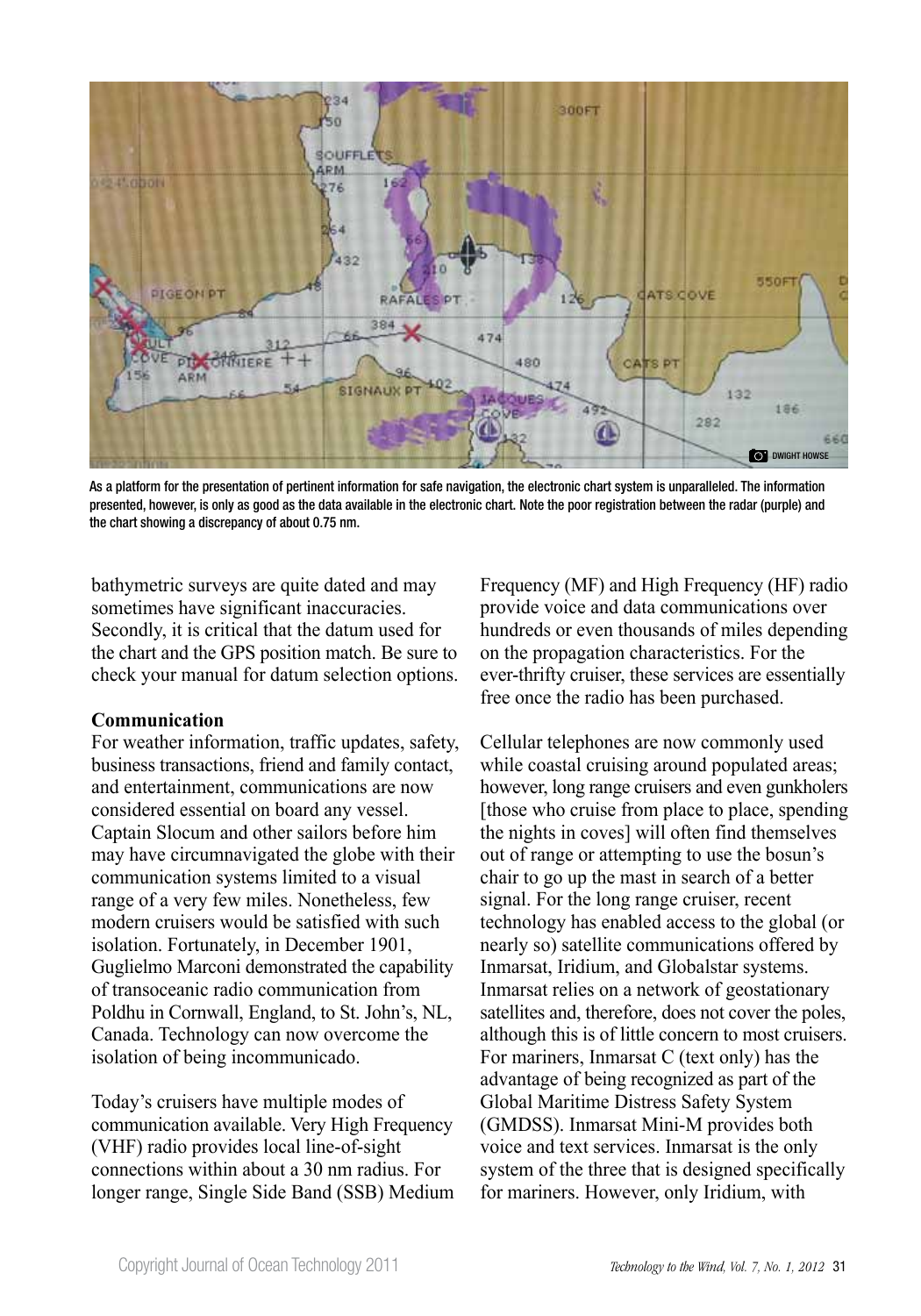As a platform for the presentation of pertinent information for safe navigation, the electronic chart system is unparalleled. The information presented, however, is only as good as the data available in the electronic chart. Note the poor registration between the radar (purple) and the chart showing a discrepancy of about 0.75 nm.

bathymetric surveys are quite dated and may sometimes have significant inaccuracies. Secondly, it is critical that the datum used for the chart and the GPS position match. Be sure to check your manual for datum selection options.

**Communication**

For weather information, traffic updates, safety, business transactions, friend and family contact, and entertainment, communications are now considered essential on board any vessel. Captain Slocum and other sailors before him may have circumnavigated the globe with their communication systems limited to a visual range of a very few miles. Nonetheless, few modern cruisers would be satisfied with such isolation. Fortunately, in December 1901, Guglielmo Marconi demonstrated the capability of transoceanic radio communication from Poldhu in Cornwall, England, to St. John's, NL, Canada. Technology can now overcome the isolation of being incommunicado.

Today's cruisers have multiple modes of communication available. Very High Frequency (VHF) radio provides local line-of-sight connections within about a 30 nm radius. For longer range, Single Side Band (SSB) Medium Frequency (MF) and High Frequency (HF) radio provide voice and data communications over hundreds or even thousands of miles depending on the propagation characteristics. For the ever-thrifty cruiser, these services are essentially free once the radio has been purchased.

Cellular telephones are now commonly used while coastal cruising around populated areas; however, long range cruisers and even gunkholers [those who cruise from place to place, spending the nights in coves] will often find themselves out of range or attempting to use the bosun's chair to go up the mast in search of a better signal. For the long range cruiser, recent technology has enabled access to the global (or nearly so) satellite communications offered by Inmarsat, Iridium, and Globalstar systems. Inmarsat relies on a network of geostationary satellites and, therefore, does not cover the poles, although this is of little concern to most cruisers. For mariners, Inmarsat C (text only) has the advantage of being recognized as part of the Global Maritime Distress Safety System (GMDSS). Inmarsat Mini-M provides both voice and text services. Inmarsat is the only system of the three that is designed specifically for mariners. However, only Iridium, with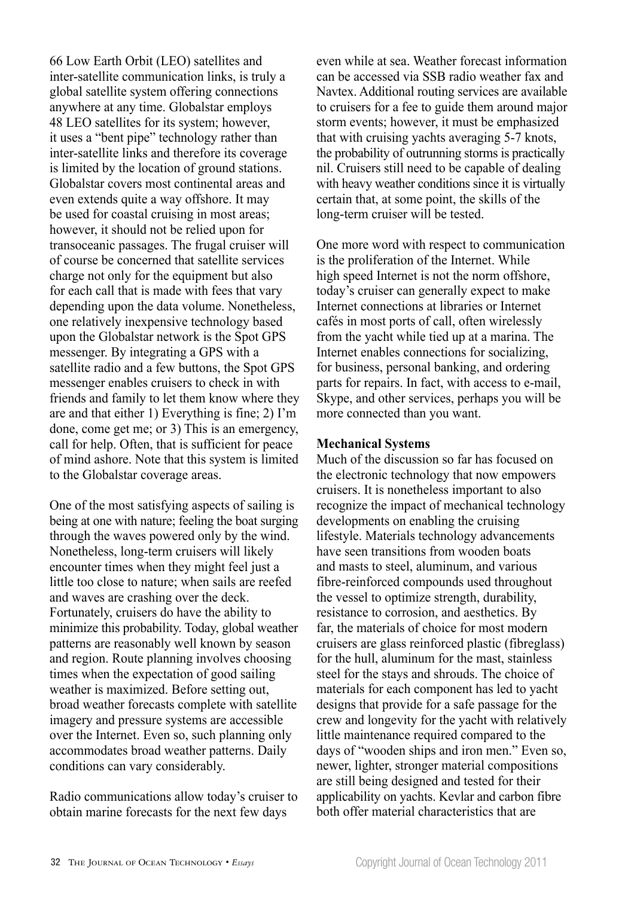66 Low Earth Orbit (LEO) satellites and inter-satellite communication links, is truly a global satellite system offering connections anywhere at any time. Globalstar employs 48 LEO satellites for its system; however, it uses a "bent pipe" technology rather than inter-satellite links and therefore its coverage is limited by the location of ground stations. Globalstar covers most continental areas and even extends quite a way offshore. It may be used for coastal cruising in most areas; however, it should not be relied upon for transoceanic passages. The frugal cruiser will of course be concerned that satellite services charge not only for the equipment but also for each call that is made with fees that vary depending upon the data volume. Nonetheless, one relatively inexpensive technology based upon the Globalstar network is the Spot GPS messenger. By integrating a GPS with a satellite radio and a few buttons, the Spot GPS messenger enables cruisers to check in with friends and family to let them know where they are and that either 1) Everything is fine; 2) I'm done, come get me; or 3) This is an emergency, call for help. Often, that is sufficient for peace of mind ashore. Note that this system is limited to the Globalstar coverage areas.

One of the most satisfying aspects of sailing is being at one with nature; feeling the boat surging through the waves powered only by the wind. Nonetheless, long-term cruisers will likely encounter times when they might feel just a little too close to nature; when sails are reefed and waves are crashing over the deck. Fortunately, cruisers do have the ability to minimize this probability. Today, global weather patterns are reasonably well known by season and region. Route planning involves choosing times when the expectation of good sailing weather is maximized. Before setting out, broad weather forecasts complete with satellite imagery and pressure systems are accessible over the Internet. Even so, such planning only accommodates broad weather patterns. Daily conditions can vary considerably.

Radio communications allow today's cruiser to obtain marine forecasts for the next few days even while at sea. Weather forecast information can be accessed via SSB radio weather fax and Navtex. Additional routing services are available to cruisers for a fee to guide them around major storm events; however, it must be emphasized that with cruising yachts averaging 5-7 knots, the probability of outrunning storms is practically nil. Cruisers still need to be capable of dealing with heavy weather conditions since it is virtually certain that, at some point, the skills of the long-term cruiser will be tested.

One more word with respect to communication is the proliferation of the Internet. While high speed Internet is not the norm offshore, today's cruiser can generally expect to make Internet connections at libraries or Internet cafés in most ports of call, often wirelessly from the yacht while tied up at a marina. The Internet enables connections for socializing, for business, personal banking, and ordering parts for repairs. In fact, with access to e-mail, Skype, and other services, perhaps you will be more connected than you want.

**Mechanical Systems**

Much of the discussion so far has focused on the electronic technology that now empowers cruisers. It is nonetheless important to also recognize the impact of mechanical technology developments on enabling the cruising lifestyle. Materials technology advancements have seen transitions from wooden boats and masts to steel, aluminum, and various fibre-reinforced compounds used throughout the vessel to optimize strength, durability, resistance to corrosion, and aesthetics. By far, the materials of choice for most modern cruisers are glass reinforced plastic (fibreglass) for the hull, aluminum for the mast, stainless steel for the stays and shrouds. The choice of materials for each component has led to yacht designs that provide for a safe passage for the crew and longevity for the yacht with relatively little maintenance required compared to the days of "wooden ships and iron men." Even so, newer, lighter, stronger material compositions are still being designed and tested for their applicability on yachts. Kevlar and carbon fibre both offer material characteristics that are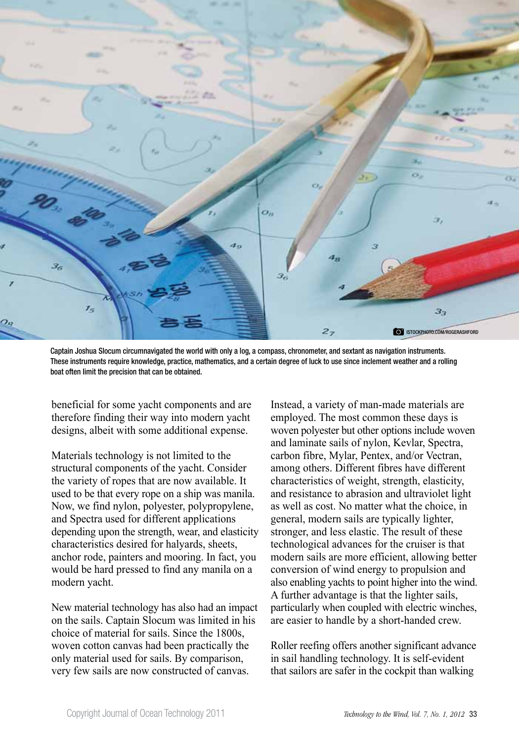Captain Joshua Slocum circumnavigated the world with only a log, a compass, chronometer, and sextant as navigation instruments. These instruments require knowledge, practice, mathematics, and a certain degree of luck to use since inclement weather and a rolling boat often limit the precision that can be obtained.

beneficial for some yacht components and are therefore finding their way into modern yacht designs, albeit with some additional expense.

Materials technology is not limited to the structural components of the yacht. Consider the variety of ropes that are now available. It used to be that every rope on a ship was manila. Now, we find nylon, polyester, polypropylene, and Spectra used for different applications depending upon the strength, wear, and elasticity characteristics desired for halyards, sheets, anchor rode, painters and mooring. In fact, you would be hard pressed to find any manila on a modern yacht.

New material technology has also had an impact on the sails. Captain Slocum was limited in his choice of material for sails. Since the 1800s, woven cotton canvas had been practically the only material used for sails. By comparison, very few sails are now constructed of canvas. Instead, a variety of man-made materials are employed. The most common these days is woven polyester but other options include woven and laminate sails of nylon, Kevlar, Spectra, carbon fibre, Mylar, Pentex, and/or Vectran, among others. Different fibres have different characteristics of weight, strength, elasticity, and resistance to abrasion and ultraviolet light as well as cost. No matter what the choice, in general, modern sails are typically lighter, stronger, and less elastic. The result of these technological advances for the cruiser is that modern sails are more efficient, allowing better conversion of wind energy to propulsion and also enabling yachts to point higher into the wind. A further advantage is that the lighter sails, particularly when coupled with electric winches, are easier to handle by a short-handed crew.

Roller reefing offers another significant advance in sail handling technology. It is self-evident that sailors are safer in the cockpit than walking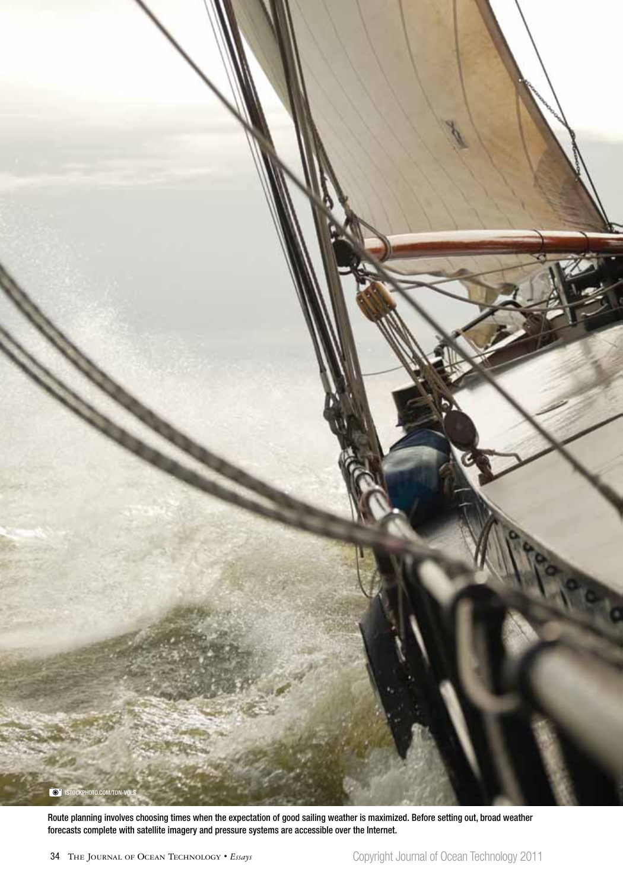ISTOCKPHOTO.COM/TON-VOLS

Route planning involves choosing times when the expectation of good sailing weather is maximized. Before setting out, broad weather forecasts complete with satellite imagery and pressure systems are accessible over the Internet.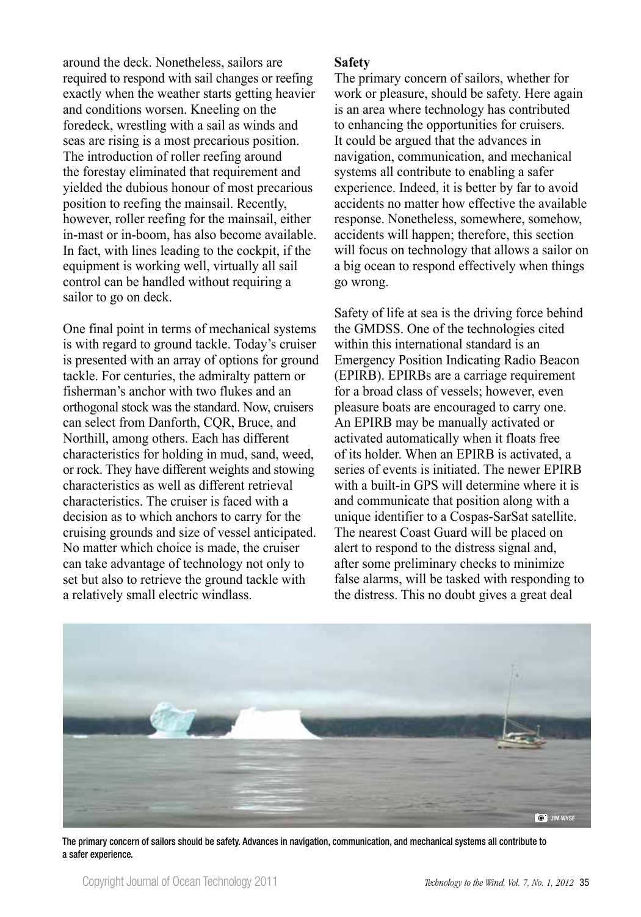around the deck. Nonetheless, sailors are required to respond with sail changes or reefing exactly when the weather starts getting heavier and conditions worsen. Kneeling on the foredeck, wrestling with a sail as winds and seas are rising is a most precarious position. The introduction of roller reefing around the forestay eliminated that requirement and yielded the dubious honour of most precarious position to reefing the mainsail. Recently, however, roller reefing for the mainsail, either in-mast or in-boom, has also become available. In fact, with lines leading to the cockpit, if the equipment is working well, virtually all sail control can be handled without requiring a sailor to go on deck.

One final point in terms of mechanical systems is with regard to ground tackle. Today's cruiser is presented with an array of options for ground tackle. For centuries, the admiralty pattern or fisherman's anchor with two flukes and an orthogonal stock was the standard. Now, cruisers can select from Danforth, CQR, Bruce, and Northill, among others. Each has different characteristics for holding in mud, sand, weed, or rock. They have different weights and stowing characteristics as well as different retrieval characteristics. The cruiser is faced with a decision as to which anchors to carry for the cruising grounds and size of vessel anticipated. No matter which choice is made, the cruiser can take advantage of technology not only to set but also to retrieve the ground tackle with a relatively small electric windlass.

**Safety**

The primary concern of sailors, whether for work or pleasure, should be safety. Here again is an area where technology has contributed to enhancing the opportunities for cruisers. It could be argued that the advances in navigation, communication, and mechanical systems all contribute to enabling a safer experience. Indeed, it is better by far to avoid accidents no matter how effective the available response. Nonetheless, somewhere, somehow, accidents will happen; therefore, this section will focus on technology that allows a sailor on a big ocean to respond effectively when things go wrong.

Safety of life at sea is the driving force behind the GMDSS. One of the technologies cited within this international standard is an Emergency Position Indicating Radio Beacon (EPIRB). EPIRBs are a carriage requirement for a broad class of vessels; however, even pleasure boats are encouraged to carry one. An EPIRB may be manually activated or activated automatically when it floats free of its holder. When an EPIRB is activated, a series of events is initiated. The newer EPIRB with a built-in GPS will determine where it is and communicate that position along with a unique identifier to a Cospas-SarSat satellite. The nearest Coast Guard will be placed on alert to respond to the distress signal and, after some preliminary checks to minimize false alarms, will be tasked with responding to the distress. This no doubt gives a great deal

JIM WYSE

The primary concern of sailors should be safety. Advances in navigation, communication, and mechanical systems all contribute to a safer experience.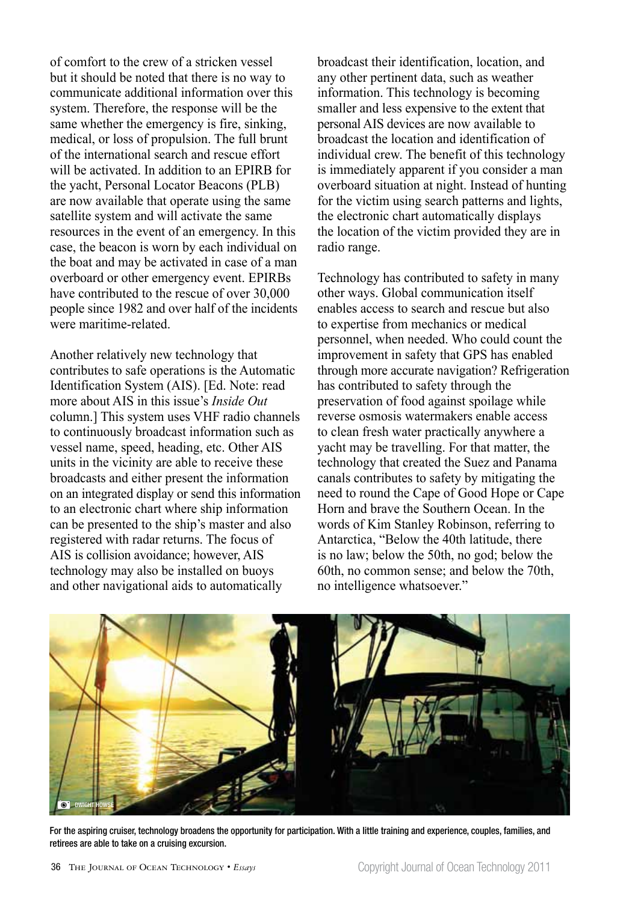of comfort to the crew of a stricken vessel but it should be noted that there is no way to communicate additional information over this system. Therefore, the response will be the same whether the emergency is fire, sinking, medical, or loss of propulsion. The full brunt of the international search and rescue effort will be activated. In addition to an EPIRB for the yacht, Personal Locator Beacons (PLB) are now available that operate using the same satellite system and will activate the same resources in the event of an emergency. In this case, the beacon is worn by each individual on the boat and may be activated in case of a man overboard or other emergency event. EPIRBs have contributed to the rescue of over 30,000 people since 1982 and over half of the incidents were maritime-related.

Another relatively new technology that contributes to safe operations is the Automatic Identification System (AIS). [Ed. Note: read more about AIS in this issue's *Inside Out* column.] This system uses VHF radio channels to continuously broadcast information such as vessel name, speed, heading, etc. Other AIS units in the vicinity are able to receive these broadcasts and either present the information on an integrated display or send this information to an electronic chart where ship information can be presented to the ship's master and also registered with radar returns. The focus of AIS is collision avoidance; however, AIS technology may also be installed on buoys and other navigational aids to automatically broadcast their identification, location, and any other pertinent data, such as weather information. This technology is becoming smaller and less expensive to the extent that personal AIS devices are now available to broadcast the location and identification of individual crew. The benefit of this technology is immediately apparent if you consider a man overboard situation at night. Instead of hunting for the victim using search patterns and lights, the electronic chart automatically displays the location of the victim provided they are in radio range.

Technology has contributed to safety in many other ways. Global communication itself enables access to search and rescue but also to expertise from mechanics or medical personnel, when needed. Who could count the improvement in safety that GPS has enabled through more accurate navigation? Refrigeration has contributed to safety through the preservation of food against spoilage while reverse osmosis watermakers enable access to clean fresh water practically anywhere a yacht may be travelling. For that matter, the technology that created the Suez and Panama canals contributes to safety by mitigating the need to round the Cape of Good Hope or Cape Horn and brave the Southern Ocean. In the words of Kim Stanley Robinson, referring to Antarctica, "Below the 40th latitude, there is no law; below the 50th, no god; below the 60th, no common sense; and below the 70th, no intelligence whatsoever."

DWIGHT HOWSE

For the aspiring cruiser, technology broadens the opportunity for participation. With a little training and experience, couples, families, and retirees are able to take on a cruising excursion.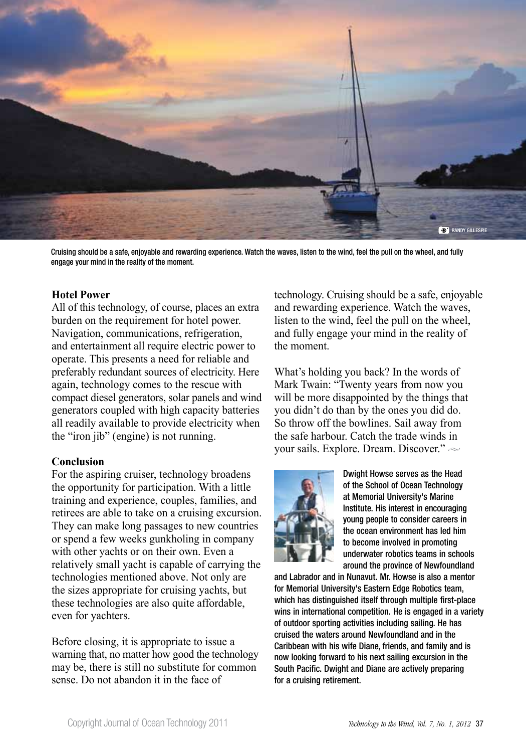Cruising should be a safe, enjoyable and rewarding experience. Watch the waves, listen to the wind, feel the pull on the wheel, and fully engage your mind in the reality of the moment.

RANDY GILLESPIE

### Hotel Power

All of this technology, of course, places an extra burden on the requirement for hotel power. Navigation, communications, refrigeration, and entertainment all require electric power to operate. This presents a need for reliable and preferably redundant sources of electricity. Here again, technology comes to the rescue with compact diesel generators, solar panels and wind generators coupled with high capacity batteries all readily available to provide electricity when the "iron jib" (engine) is not running.

### Conclusion

For the aspiring cruiser, technology broadens the opportunity for participation. With a little training and experience, couples, families, and retirees are able to take on a cruising excursion. They can make long passages to new countries or spend a few weeks gunkholing in company with other yachts or on their own. Even a relatively small yacht is capable of carrying the technologies mentioned above. Not only are the sizes appropriate for cruising yachts, but these technologies are also quite affordable, even for yachters.

Before closing, it is appropriate to issue a warning that, no matter how good the technology may be, there is still no substitute for common sense. Do not abandon it in the face of technology. Cruising should be a safe, enjoyable and rewarding experience. Watch the waves, listen to the wind, feel the pull on the wheel, and fully engage your mind in the reality of the moment.

What's holding you back? In the words of Mark Twain: "Twenty years from now you will be more disappointed by the things that you didn't do than by the ones you did do. So throw off the bowlines. Sail away from the safe harbour. Catch the trade winds in your sails. Explore. Dream. Discover."

Dwight Howse serves as the Head of the School of Ocean Technology at Memorial University's Marine Institute. His interest in encouraging young people to consider careers in the ocean environment has led him to become involved in promoting underwater robotics teams in schools around the province of Newfoundland and Labrador and in Nunavut. Mr. Howse is also a mentor for Memorial University's Eastern Edge Robotics team, which has distinguished itself through multiple first-place wins in international competition. He is engaged in a variety of outdoor sporting activities including sailing. He has cruised the waters around Newfoundland and in the Caribbean with his wife Diane, friends, and family and is now looking forward to his next sailing excursion in the South Pacific. Dwight and Diane are actively preparing for a cruising retirement.

Copyright Journal of Ocean Technology 2011